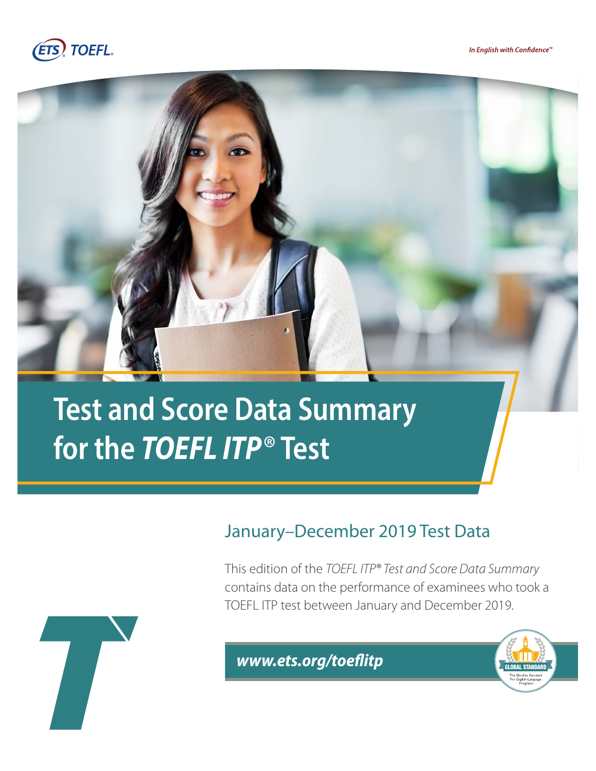ETS TOEFL

*In English with Confidence™*

# Test and Score Data Summary for the *TOEFL ITP®* Test

## January–December 2019 Test Data

This edition of the *TOEFL ITP® Test and Score Data Summary* contains data on the performance of examinees who took a TOEFL ITP test between January and December 2019.

***www.ets.org/toeflitp***

GLOBAL STANDARD
The On-Site Standard For English-Language Programs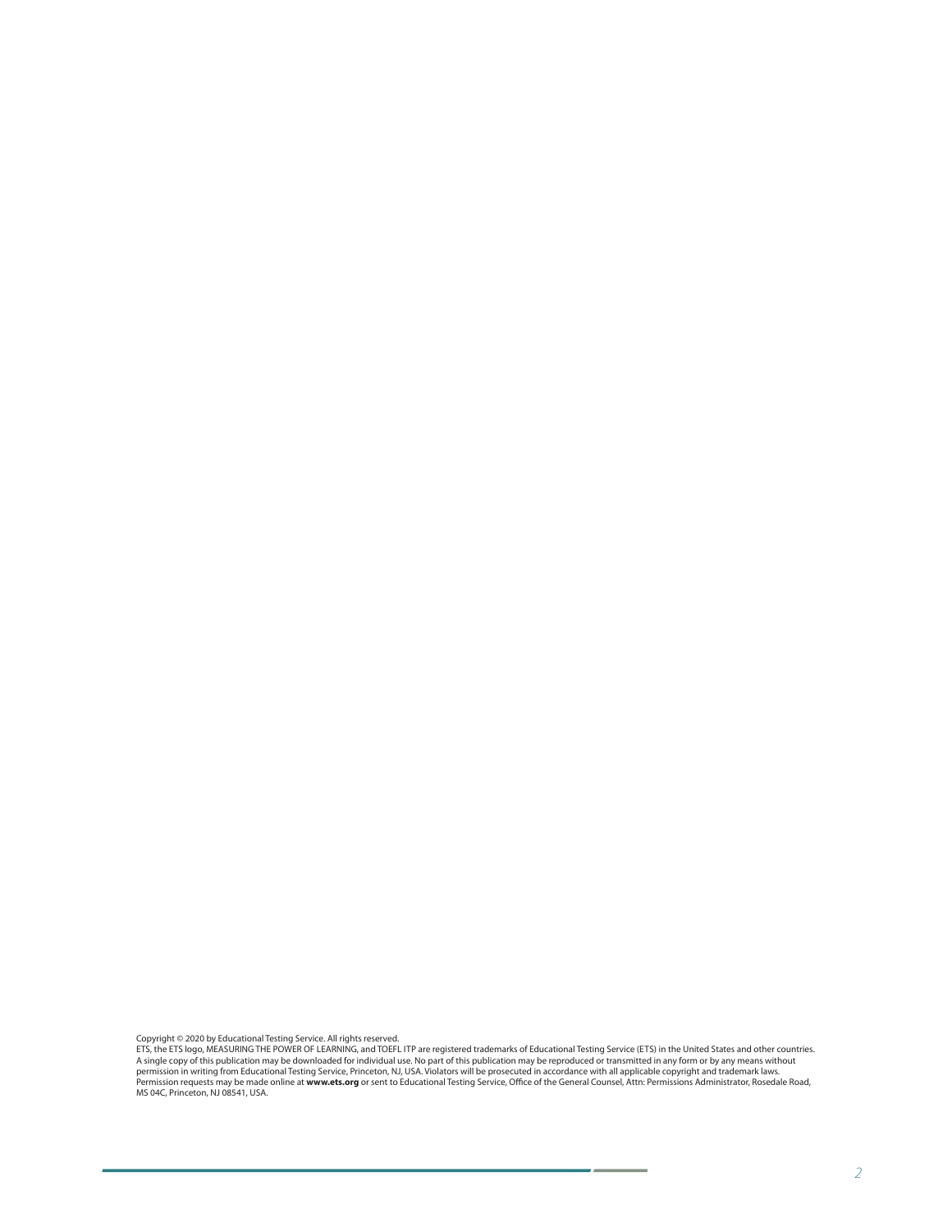Copyright © 2020 by Educational Testing Service. All rights reserved.
ETS, the ETS logo, MEASURING THE POWER OF LEARNING, and TOEFL ITP are registered trademarks of Educational Testing Service (ETS) in the United States and other countries.
A single copy of this publication may be downloaded for individual use. No part of this publication may be reproduced or transmitted in any form or by any means without permission in writing from Educational Testing Service, Princeton, NJ, USA. Violators will be prosecuted in accordance with all applicable copyright and trademark laws.
Permission requests may be made online at **www.ets.org** or sent to Educational Testing Service, Office of the General Counsel, Attn: Permissions Administrator, Rosedale Road, MS 04C, Princeton, NJ 08541, USA.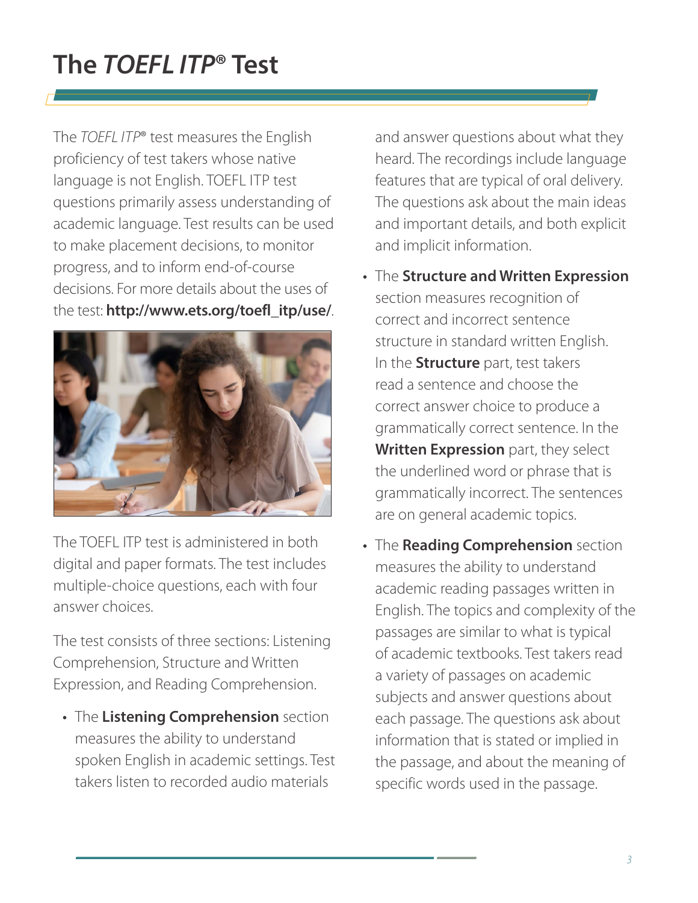# The *TOEFL ITP®* Test

The *TOEFL ITP®* test measures the English proficiency of test takers whose native language is not English. TOEFL ITP test questions primarily assess understanding of academic language. Test results can be used to make placement decisions, to monitor progress, and to inform end-of-course decisions. For more details about the uses of the test: **http://www.ets.org/toefl_itp/use/**.

The TOEFL ITP test is administered in both digital and paper formats. The test includes multiple-choice questions, each with four answer choices.

The test consists of three sections: Listening Comprehension, Structure and Written Expression, and Reading Comprehension.

- The **Listening Comprehension** section measures the ability to understand spoken English in academic settings. Test takers listen to recorded audio materials and answer questions about what they heard. The recordings include language features that are typical of oral delivery. The questions ask about the main ideas and important details, and both explicit and implicit information.
- The **Structure and Written Expression** section measures recognition of correct and incorrect sentence structure in standard written English. In the **Structure** part, test takers read a sentence and choose the correct answer choice to produce a grammatically correct sentence. In the **Written Expression** part, they select the underlined word or phrase that is grammatically incorrect. The sentences are on general academic topics.
- The **Reading Comprehension** section measures the ability to understand academic reading passages written in English. The topics and complexity of the passages are similar to what is typical of academic textbooks. Test takers read a variety of passages on academic subjects and answer questions about each passage. The questions ask about information that is stated or implied in the passage, and about the meaning of specific words used in the passage.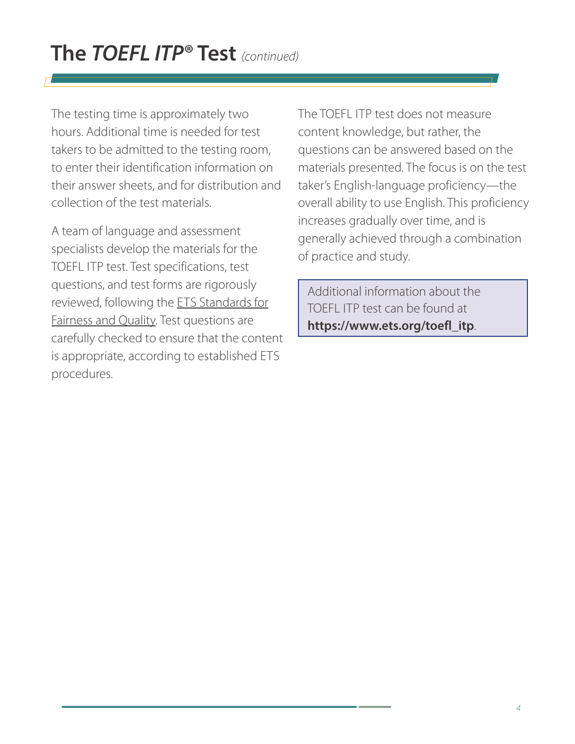# The *TOEFL ITP*® Test *(continued)*

The testing time is approximately two hours. Additional time is needed for test takers to be admitted to the testing room, to enter their identification information on their answer sheets, and for distribution and collection of the test materials.

A team of language and assessment specialists develop the materials for the TOEFL ITP test. Test specifications, test questions, and test forms are rigorously reviewed, following the ETS Standards for Fairness and Quality. Test questions are carefully checked to ensure that the content is appropriate, according to established ETS procedures.

The TOEFL ITP test does not measure content knowledge, but rather, the questions can be answered based on the materials presented. The focus is on the test taker's English-language proficiency—the overall ability to use English. This proficiency increases gradually over time, and is generally achieved through a combination of practice and study.

> Additional information about the TOEFL ITP test can be found at **https://www.ets.org/toefl_itp**.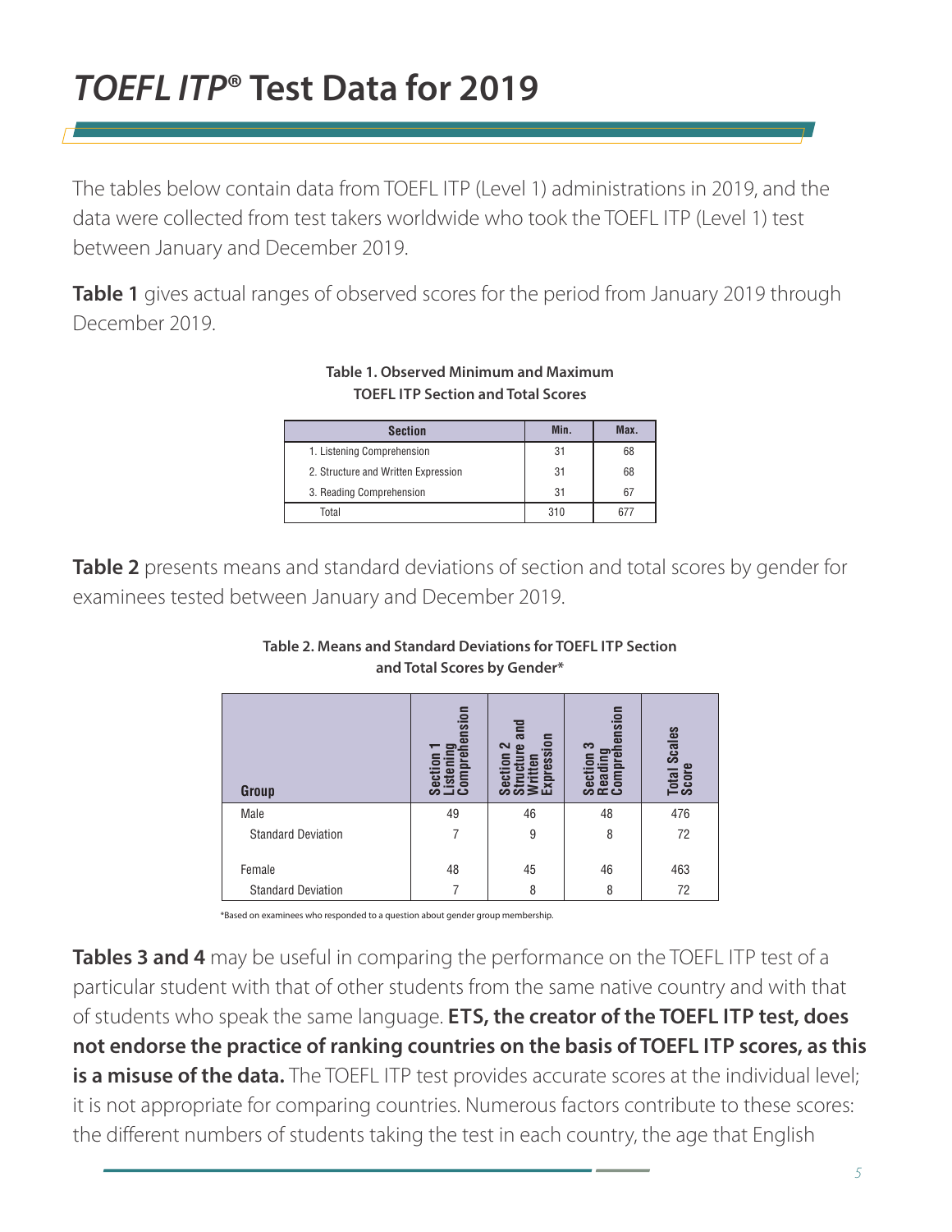# *TOEFL ITP*® Test Data for 2019

The tables below contain data from TOEFL ITP (Level 1) administrations in 2019, and the data were collected from test takers worldwide who took the TOEFL ITP (Level 1) test between January and December 2019.

**Table 1** gives actual ranges of observed scores for the period from January 2019 through December 2019.

**Table 1. Observed Minimum and Maximum TOEFL ITP Section and Total Scores**

| Section | Min. | Max. |
|---|---|---|
| 1. Listening Comprehension | 31 | 68 |
| 2. Structure and Written Expression | 31 | 68 |
| 3. Reading Comprehension | 31 | 67 |
| Total | 310 | 677 |

**Table 2** presents means and standard deviations of section and total scores by gender for examinees tested between January and December 2019.

**Table 2. Means and Standard Deviations for TOEFL ITP Section and Total Scores by Gender***

| Group | Section 1 Listening Comprehension | Section 2 Structure and Written Expression | Section 3 Reading Comprehension | Total Scales Score |
|---|---|---|---|---|
| Male | 49 | 46 | 48 | 476 |
| Standard Deviation | 7 | 9 | 8 | 72 |
| Female | 48 | 45 | 46 | 463 |
| Standard Deviation | 7 | 8 | 8 | 72 |

*Based on examinees who responded to a question about gender group membership.

**Tables 3 and 4** may be useful in comparing the performance on the TOEFL ITP test of a particular student with that of other students from the same native country and with that of students who speak the same language. **ETS, the creator of the TOEFL ITP test, does not endorse the practice of ranking countries on the basis of TOEFL ITP scores, as this is a misuse of the data.** The TOEFL ITP test provides accurate scores at the individual level; it is not appropriate for comparing countries. Numerous factors contribute to these scores: the different numbers of students taking the test in each country, the age that English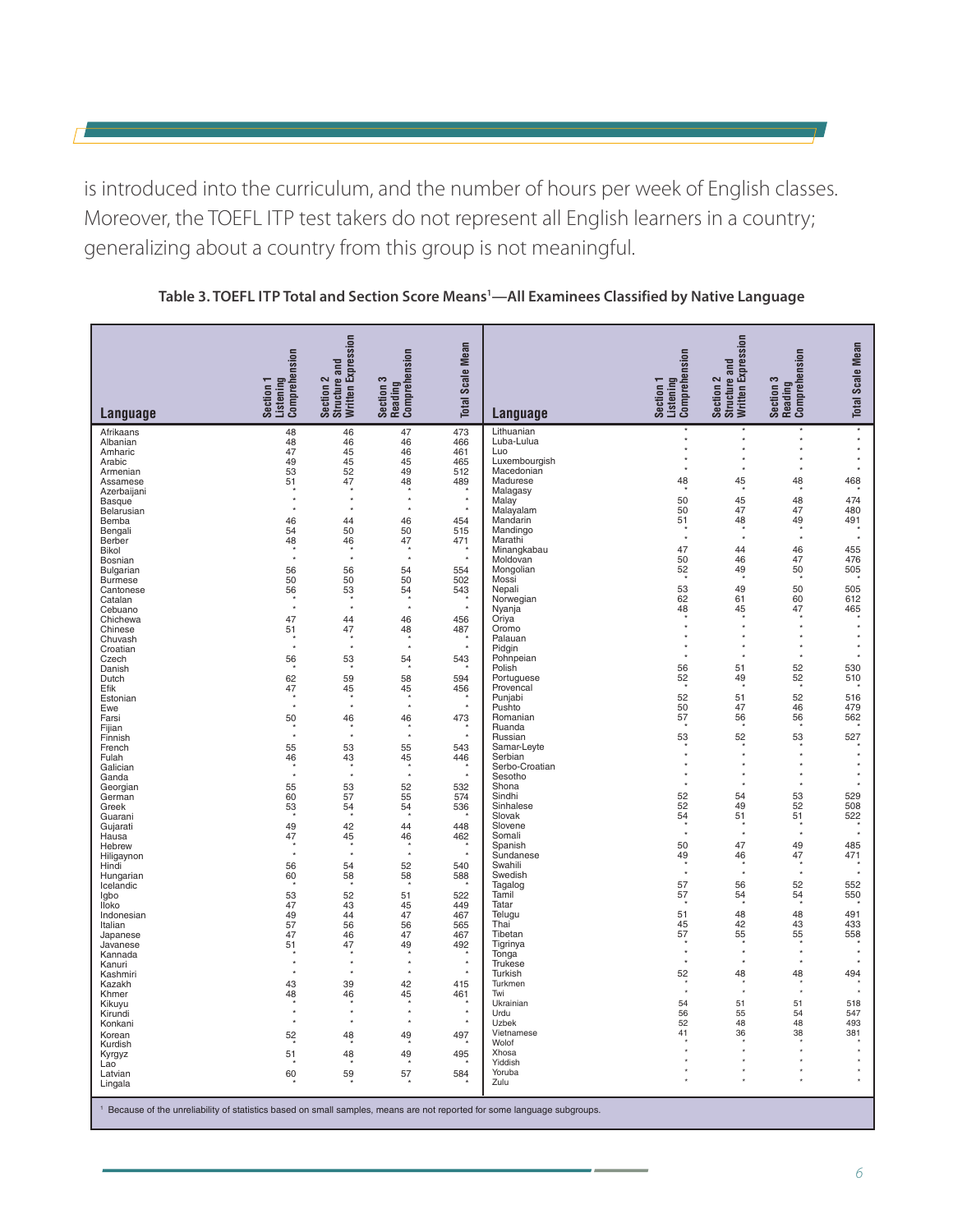is introduced into the curriculum, and the number of hours per week of English classes. Moreover, the TOEFL ITP test takers do not represent all English learners in a country; generalizing about a country from this group is not meaningful.

**Table 3. TOEFL ITP Total and Section Score Means[1]—All Examinees Classified by Native Language**

| Language | Section 1 Listening Comprehension | Section 2 Structure and Written Expression | Section 3 Reading Comprehension | Total Scale Mean |
|---|---|---|---|---|
| Afrikaans | 48 | 46 | 47 | 473 |
| Albanian | 48 | 46 | 46 | 466 |
| Amharic | 47 | 45 | 46 | 461 |
| Arabic | 49 | 45 | 45 | 465 |
| Armenian | 53 | 52 | 49 | 512 |
| Assamese | 51 | 47 | 48 | 489 |
| Azerbaijani | * | * | * | * |
| Basque | * | * | * | * |
| Belarusian | * | * | * | * |
| Bemba | 46 | 44 | 46 | 454 |
| Bengali | 54 | 50 | 50 | 515 |
| Berber | 48 | 46 | 47 | 471 |
| Bikol | * | * | * | * |
| Bosnian | * | * | * | * |
| Bulgarian | 56 | 56 | 54 | 554 |
| Burmese | 50 | 50 | 50 | 502 |
| Cantonese | 56 | 53 | 54 | 543 |
| Catalan | * | * | * | * |
| Cebuano | * | * | * | * |
| Chichewa | 47 | 44 | 46 | 456 |
| Chinese | 51 | 47 | 48 | 487 |
| Chuvash | * | * | * | * |
| Croatian | * | * | * | * |
| Czech | 56 | 53 | 54 | 543 |
| Danish | * | * | * | * |
| Dutch | 62 | 59 | 58 | 594 |
| Efik | 47 | 45 | 45 | 456 |
| Estonian | * | * | * | * |
| Ewe | * | * | * | * |
| Farsi | 50 | 46 | 46 | 473 |
| Fijian | * | * | * | * |
| Finnish | * | * | * | * |
| French | 55 | 53 | 55 | 543 |
| Fulah | 46 | 43 | 45 | 446 |
| Galician | * | * | * | * |
| Ganda | * | * | * | * |
| Georgian | 55 | 53 | 52 | 532 |
| German | 60 | 57 | 55 | 574 |
| Greek | 53 | 54 | 54 | 536 |
| Guarani | * | * | * | * |
| Gujarati | 49 | 42 | 44 | 448 |
| Hausa | 47 | 45 | 46 | 462 |
| Hebrew | * | * | * | * |
| Hiligaynon | * | * | * | * |
| Hindi | 56 | 54 | 52 | 540 |
| Hungarian | 60 | 58 | 58 | 588 |
| Icelandic | * | * | * | * |
| Igbo | 53 | 52 | 51 | 522 |
| Iloko | 47 | 43 | 45 | 449 |
| Indonesian | 49 | 44 | 47 | 467 |
| Italian | 57 | 56 | 56 | 565 |
| Japanese | 47 | 46 | 47 | 467 |
| Javanese | 51 | 47 | 49 | 492 |
| Kannada | * | * | * | * |
| Kanuri | * | * | * | * |
| Kashmiri | * | * | * | * |
| Kazakh | 43 | 39 | 42 | 415 |
| Khmer | 48 | 46 | 45 | 461 |
| Kikuyu | * | * | * | * |
| Kirundi | * | * | * | * |
| Konkani | * | * | * | * |
| Korean | 52 | 48 | 49 | 497 |
| Kurdish | * | * | * | * |
| Kyrgyz | 51 | 48 | 49 | 495 |
| Lao | * | * | * | * |
| Latvian | 60 | 59 | 57 | 584 |
| Lingala | * | * | * | * |
| Lithuanian | * | * | * | * |
| Luba-Lulua | * | * | * | * |
| Luo | * | * | * | * |
| Luxembourgish | * | * | * | * |
| Macedonian | * | * | * | * |
| Madurese | 48 | 45 | 48 | 468 |
| Malagasy | * | * | * | * |
| Malay | 50 | 45 | 48 | 474 |
| Malayalam | 50 | 47 | 47 | 480 |
| Mandarin | 51 | 48 | 49 | 491 |
| Mandingo | * | * | * | * |
| Marathi | * | * | * | * |
| Minangkabau | 47 | 44 | 46 | 455 |
| Moldovan | 50 | 46 | 47 | 476 |
| Mongolian | 52 | 49 | 50 | 505 |
| Mossi | * | * | * | * |
| Nepali | 53 | 49 | 50 | 505 |
| Norwegian | 62 | 61 | 60 | 612 |
| Nyanja | 48 | 45 | 47 | 465 |
| Oriya | * | * | * | * |
| Oromo | * | * | * | * |
| Palauan | * | * | * | * |
| Pidgin | * | * | * | * |
| Pohnpeian | * | * | * | * |
| Polish | 56 | 51 | 52 | 530 |
| Portuguese | 52 | 49 | 52 | 510 |
| Provencal | * | * | * | * |
| Punjabi | 52 | 51 | 52 | 516 |
| Pushto | 50 | 47 | 46 | 479 |
| Romanian | 57 | 56 | 56 | 562 |
| Ruanda | * | * | * | * |
| Russian | 53 | 52 | 53 | 527 |
| Samar-Leyte | * | * | * | * |
| Serbian | * | * | * | * |
| Serbo-Croatian | * | * | * | * |
| Sesotho | * | * | * | * |
| Shona | * | * | * | * |
| Sindhi | 52 | 54 | 53 | 529 |
| Sinhalese | 52 | 49 | 52 | 508 |
| Slovak | 54 | 51 | 51 | 522 |
| Slovene | * | * | * | * |
| Somali | * | * | * | * |
| Spanish | 50 | 47 | 49 | 485 |
| Sundanese | 49 | 46 | 47 | 471 |
| Swahili | * | * | * | * |
| Swedish | * | * | * | * |
| Tagalog | 57 | 56 | 52 | 552 |
| Tamil | 57 | 54 | 54 | 550 |
| Tatar | * | * | * | * |
| Telugu | 51 | 48 | 48 | 491 |
| Thai | 45 | 42 | 43 | 433 |
| Tibetan | 57 | 55 | 55 | 558 |
| Tigrinya | * | * | * | * |
| Tonga | * | * | * | * |
| Trukese | * | * | * | * |
| Turkish | 52 | 48 | 48 | 494 |
| Turkmen | * | * | * | * |
| Twi | * | * | * | * |
| Ukrainian | 54 | 51 | 51 | 518 |
| Urdu | 56 | 55 | 54 | 547 |
| Uzbek | 52 | 48 | 48 | 493 |
| Vietnamese | 41 | 36 | 38 | 381 |
| Wolof | * | * | * | * |
| Xhosa | * | * | * | * |
| Yiddish | * | * | * | * |
| Yoruba | * | * | * | * |
| Zulu | * | * | * | * |

[1] Because of the unreliability of statistics based on small samples, means are not reported for some language subgroups.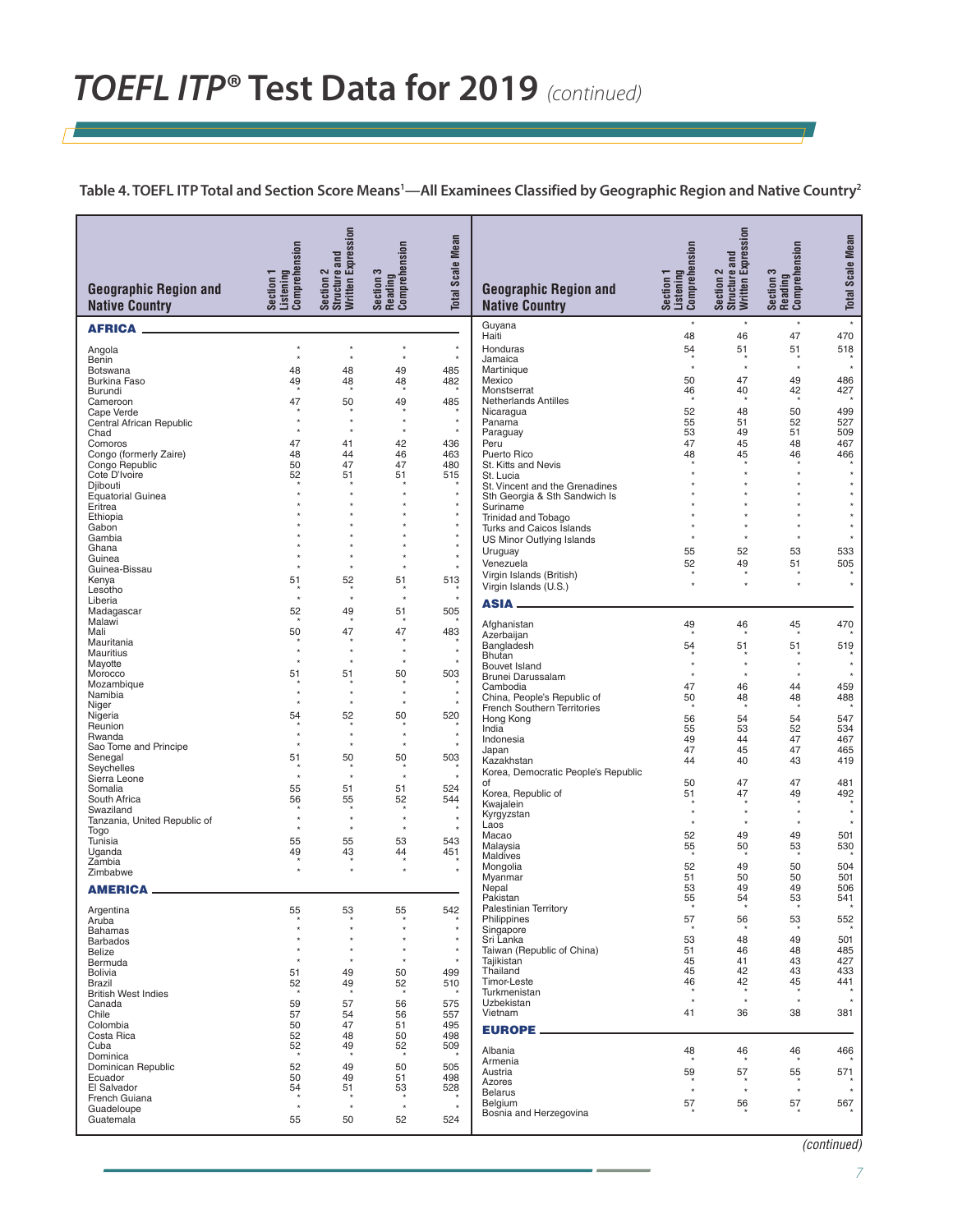# TOEFL ITP® Test Data for 2019 *(continued)*

**Table 4. TOEFL ITP Total and Section Score Means[1]—All Examinees Classified by Geographic Region and Native Country[2]**

| Geographic Region and Native Country | Section 1 Listening Comprehension | Section 2 Structure and Written Expression | Section 3 Reading Comprehension | Total Scale Mean |
|---|---|---|---|---|
| **AFRICA** | | | | |
| Angola | * | * | * | * |
| Benin | * | * | * | * |
| Botswana | 48 | 48 | 49 | 485 |
| Burkina Faso | 49 | 48 | 48 | 482 |
| Burundi | * | * | * | * |
| Cameroon | 47 | 50 | 49 | 485 |
| Cape Verde | * | * | * | * |
| Central African Republic | * | * | * | * |
| Chad | * | * | * | * |
| Comoros | 47 | 41 | 42 | 436 |
| Congo (formerly Zaire) | 48 | 44 | 46 | 463 |
| Congo Republic | 50 | 47 | 47 | 480 |
| Cote D'Ivoire | 52 | 51 | 51 | 515 |
| Djibouti | * | * | * | * |
| Equatorial Guinea | * | * | * | * |
| Eritrea | * | * | * | * |
| Ethiopia | * | * | * | * |
| Gabon | * | * | * | * |
| Gambia | * | * | * | * |
| Ghana | * | * | * | * |
| Guinea | * | * | * | * |
| Guinea-Bissau | * | * | * | * |
| Kenya | 51 | 52 | 51 | 513 |
| Lesotho | * | * | * | * |
| Liberia | * | * | * | * |
| Madagascar | 52 | 49 | 51 | 505 |
| Malawi | * | * | * | * |
| Mali | 50 | 47 | 47 | 483 |
| Mauritania | * | * | * | * |
| Mauritius | * | * | * | * |
| Mayotte | * | * | * | * |
| Morocco | 51 | 51 | 50 | 503 |
| Mozambique | * | * | * | * |
| Namibia | * | * | * | * |
| Niger | * | * | * | * |
| Nigeria | 54 | 52 | 50 | 520 |
| Reunion | * | * | * | * |
| Rwanda | * | * | * | * |
| Sao Tome and Principe | * | * | * | * |
| Senegal | 51 | 50 | 50 | 503 |
| Seychelles | * | * | * | * |
| Sierra Leone | * | * | * | * |
| Somalia | 55 | 51 | 51 | 524 |
| South Africa | 56 | 55 | 52 | 544 |
| Swaziland | * | * | * | * |
| Tanzania, United Republic of | * | * | * | * |
| Togo | * | * | * | * |
| Tunisia | 55 | 55 | 53 | 543 |
| Uganda | 49 | 43 | 44 | 451 |
| Zambia | * | * | * | * |
| Zimbabwe | * | * | * | * |
| **AMERICA** | | | | |
| Argentina | 55 | 53 | 55 | 542 |
| Aruba | * | * | * | * |
| Bahamas | * | * | * | * |
| Barbados | * | * | * | * |
| Belize | * | * | * | * |
| Bermuda | * | * | * | * |
| Bolivia | 51 | 49 | 50 | 499 |
| Brazil | 52 | 49 | 52 | 510 |
| British West Indies | * | * | * | * |
| Canada | 59 | 57 | 56 | 575 |
| Chile | 57 | 54 | 56 | 557 |
| Colombia | 50 | 47 | 51 | 495 |
| Costa Rica | 52 | 48 | 50 | 498 |
| Cuba | 52 | 49 | 52 | 509 |
| Dominica | * | * | * | * |
| Dominican Republic | 52 | 49 | 50 | 505 |
| Ecuador | 50 | 49 | 51 | 498 |
| El Salvador | 54 | 51 | 53 | 528 |
| French Guiana | * | * | * | * |
| Guadeloupe | * | * | * | * |
| Guatemala | 55 | 50 | 52 | 524 |
| Guyana | * | * | * | * |
| Haiti | 48 | 46 | 47 | 470 |
| Honduras | 54 | 51 | 51 | 518 |
| Jamaica | * | * | * | * |
| Martinique | * | * | * | * |
| Mexico | 50 | 47 | 49 | 486 |
| Monstserrat | 46 | 40 | 42 | 427 |
| Netherlands Antilles | * | * | * | * |
| Nicaragua | 52 | 48 | 50 | 499 |
| Panama | 55 | 51 | 52 | 527 |
| Paraguay | 53 | 49 | 51 | 509 |
| Peru | 47 | 45 | 48 | 467 |
| Puerto Rico | 48 | 45 | 46 | 466 |
| St. Kitts and Nevis | * | * | * | * |
| St. Lucia | * | * | * | * |
| St. Vincent and the Grenadines | * | * | * | * |
| Sth Georgia & Sth Sandwich Is | * | * | * | * |
| Suriname | * | * | * | * |
| Trinidad and Tobago | * | * | * | * |
| Turks and Caicos Islands | * | * | * | * |
| US Minor Outlying Islands | * | * | * | * |
| Uruguay | 55 | 52 | 53 | 533 |
| Venezuela | 52 | 49 | 51 | 505 |
| Virgin Islands (British) | * | * | * | * |
| Virgin Islands (U.S.) | * | * | * | * |
| **ASIA** | | | | |
| Afghanistan | 49 | 46 | 45 | 470 |
| Azerbaijan | * | * | * | * |
| Bangladesh | 54 | 51 | 51 | 519 |
| Bhutan | * | * | * | * |
| Bouvet Island | * | * | * | * |
| Brunei Darussalam | * | * | * | * |
| Cambodia | 47 | 46 | 44 | 459 |
| China, People's Republic of | 50 | 48 | 48 | 488 |
| French Southern Territories | * | * | * | * |
| Hong Kong | 56 | 54 | 54 | 547 |
| India | 55 | 53 | 52 | 534 |
| Indonesia | 49 | 44 | 47 | 467 |
| Japan | 47 | 45 | 47 | 465 |
| Kazakhstan | 44 | 40 | 43 | 419 |
| Korea, Democratic People's Republic of | 50 | 47 | 47 | 481 |
| Korea, Republic of | 51 | 47 | 49 | 492 |
| Kwajalein | * | * | * | * |
| Kyrgyzstan | * | * | * | * |
| Laos | * | * | * | * |
| Macao | 52 | 49 | 49 | 501 |
| Malaysia | 55 | 50 | 53 | 530 |
| Maldives | * | * | * | * |
| Mongolia | 52 | 49 | 50 | 504 |
| Myanmar | 51 | 50 | 50 | 501 |
| Nepal | 53 | 49 | 49 | 506 |
| Pakistan | 55 | 54 | 53 | 541 |
| Palestinian Territory | * | * | * | * |
| Philippines | 57 | 56 | 53 | 552 |
| Singapore | * | * | * | * |
| Sri Lanka | 53 | 48 | 49 | 501 |
| Taiwan (Republic of China) | 51 | 46 | 48 | 485 |
| Tajikistan | 45 | 41 | 43 | 427 |
| Thailand | 45 | 42 | 43 | 433 |
| Timor-Leste | 46 | 42 | 45 | 441 |
| Turkmenistan | * | * | * | * |
| Uzbekistan | * | * | * | * |
| Vietnam | 41 | 36 | 38 | 381 |
| **EUROPE** | | | | |
| Albania | 48 | 46 | 46 | 466 |
| Armenia | * | * | * | * |
| Austria | 59 | 57 | 55 | 571 |
| Azores | * | * | * | * |
| Belarus | * | * | * | * |
| Belgium | 57 | 56 | 57 | 567 |
| Bosnia and Herzegovina | * | * | * | * |

*(continued)*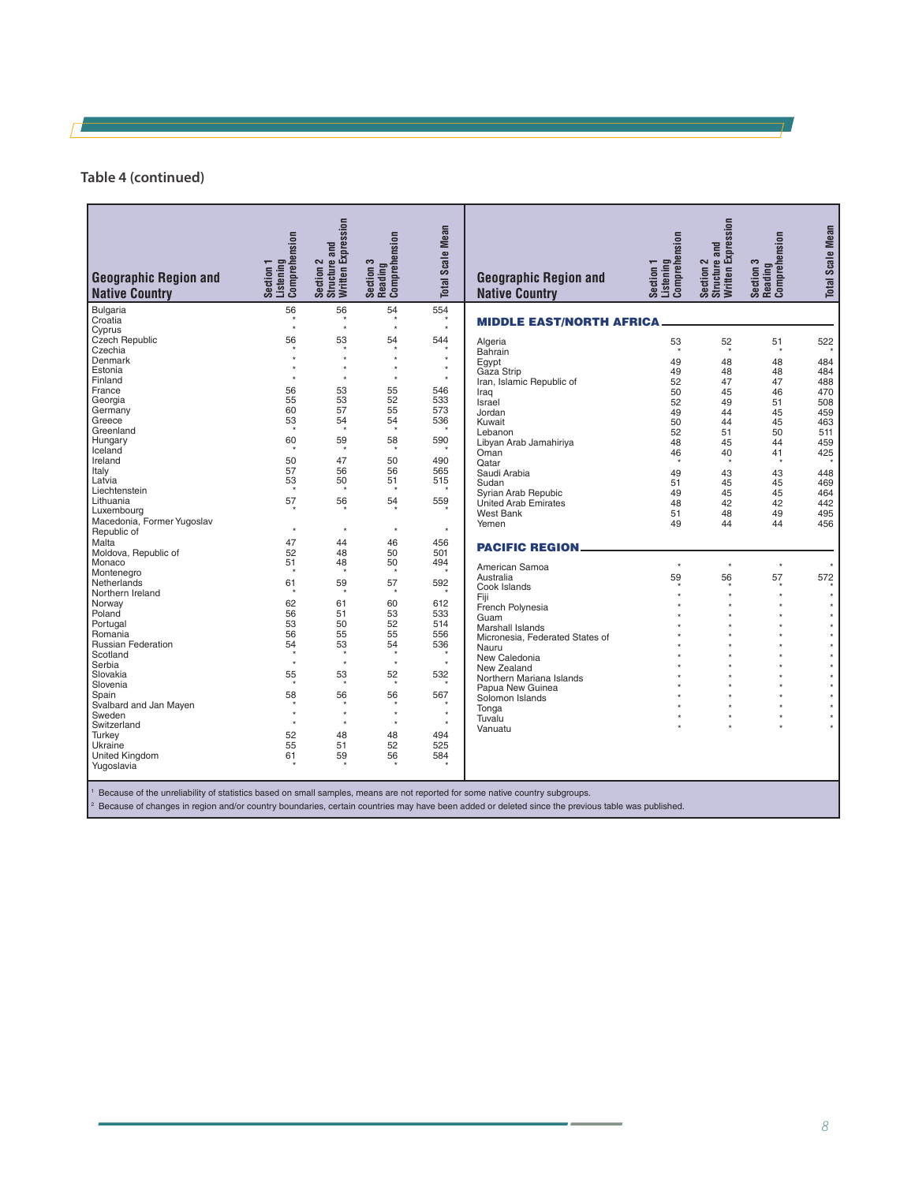## Table 4 (continued)

| Geographic Region and Native Country | Section 1 Listening Comprehension | Section 2 Structure and Written Expression | Section 3 Reading Comprehension | Total Scale Mean |
|---|---|---|---|---|
| Bulgaria | 56 | 56 | 54 | 554 |
| Croatia | * | * | * | * |
| Cyprus | * | * | * | * |
| Czech Republic | 56 | 53 | 54 | 544 |
| Czechia | * | * | * | * |
| Denmark | * | * | * | * |
| Estonia | * | * | * | * |
| Finland | * | * | * | * |
| France | 56 | 53 | 55 | 546 |
| Georgia | 55 | 53 | 52 | 533 |
| Germany | 60 | 57 | 55 | 573 |
| Greece | 53 | 54 | 54 | 536 |
| Greenland | * | * | * | * |
| Hungary | 60 | 59 | 58 | 590 |
| Iceland | * | * | * | * |
| Ireland | 50 | 47 | 50 | 490 |
| Italy | 57 | 56 | 56 | 565 |
| Latvia | 53 | 50 | 51 | 515 |
| Liechtenstein | * | * | * | * |
| Lithuania | 57 | 56 | 54 | 559 |
| Luxembourg | * | * | * | * |
| Macedonia, Former Yugoslav Republic of | * | * | * | * |
| Malta | 47 | 44 | 46 | 456 |
| Moldova, Republic of | 52 | 48 | 50 | 501 |
| Monaco | 51 | 48 | 50 | 494 |
| Montenegro | * | * | * | * |
| Netherlands | 61 | 59 | 57 | 592 |
| Northern Ireland | * | * | * | * |
| Norway | 62 | 61 | 60 | 612 |
| Poland | 56 | 51 | 53 | 533 |
| Portugal | 53 | 50 | 52 | 514 |
| Romania | 56 | 55 | 55 | 556 |
| Russian Federation | 54 | 53 | 54 | 536 |
| Scotland | * | * | * | * |
| Serbia | * | * | * | * |
| Slovakia | 55 | 53 | 52 | 532 |
| Slovenia | * | * | * | * |
| Spain | 58 | 56 | 56 | 567 |
| Svalbard and Jan Mayen | * | * | * | * |
| Sweden | * | * | * | * |
| Switzerland | * | * | * | * |
| Turkey | 52 | 48 | 48 | 494 |
| Ukraine | 55 | 51 | 52 | 525 |
| United Kingdom | 61 | 59 | 56 | 584 |
| Yugoslavia | * | * | * | * |
| **MIDDLE EAST/NORTH AFRICA** | | | | |
| Algeria | 53 | 52 | 51 | 522 |
| Bahrain | * | * | * | * |
| Egypt | 49 | 48 | 48 | 484 |
| Gaza Strip | 49 | 48 | 48 | 484 |
| Iran, Islamic Republic of | 52 | 47 | 47 | 488 |
| Iraq | 50 | 45 | 46 | 470 |
| Israel | 52 | 49 | 51 | 508 |
| Jordan | 49 | 44 | 45 | 459 |
| Kuwait | 50 | 44 | 45 | 463 |
| Lebanon | 52 | 51 | 50 | 511 |
| Libyan Arab Jamahiriya | 48 | 45 | 44 | 459 |
| Oman | 46 | 40 | 41 | 425 |
| Qatar | * | * | * | * |
| Saudi Arabia | 49 | 43 | 43 | 448 |
| Sudan | 51 | 45 | 45 | 469 |
| Syrian Arab Repubic | 49 | 45 | 45 | 464 |
| United Arab Emirates | 48 | 42 | 42 | 442 |
| West Bank | 51 | 48 | 49 | 495 |
| Yemen | 49 | 44 | 44 | 456 |
| **PACIFIC REGION** | | | | |
| American Samoa | * | * | * | * |
| Australia | 59 | 56 | 57 | 572 |
| Cook Islands | * | * | * | * |
| Fiji | * | * | * | * |
| French Polynesia | * | * | * | * |
| Guam | * | * | * | * |
| Marshall Islands | * | * | * | * |
| Micronesia, Federated States of | * | * | * | * |
| Nauru | * | * | * | * |
| New Caledonia | * | * | * | * |
| New Zealand | * | * | * | * |
| Northern Mariana Islands | * | * | * | * |
| Papua New Guinea | * | * | * | * |
| Solomon Islands | * | * | * | * |
| Tonga | * | * | * | * |
| Tuvalu | * | * | * | * |
| Vanuatu | * | * | * | * |

[1] Because of the unreliability of statistics based on small samples, means are not reported for some native country subgroups.

[2] Because of changes in region and/or country boundaries, certain countries may have been added or deleted since the previous table was published.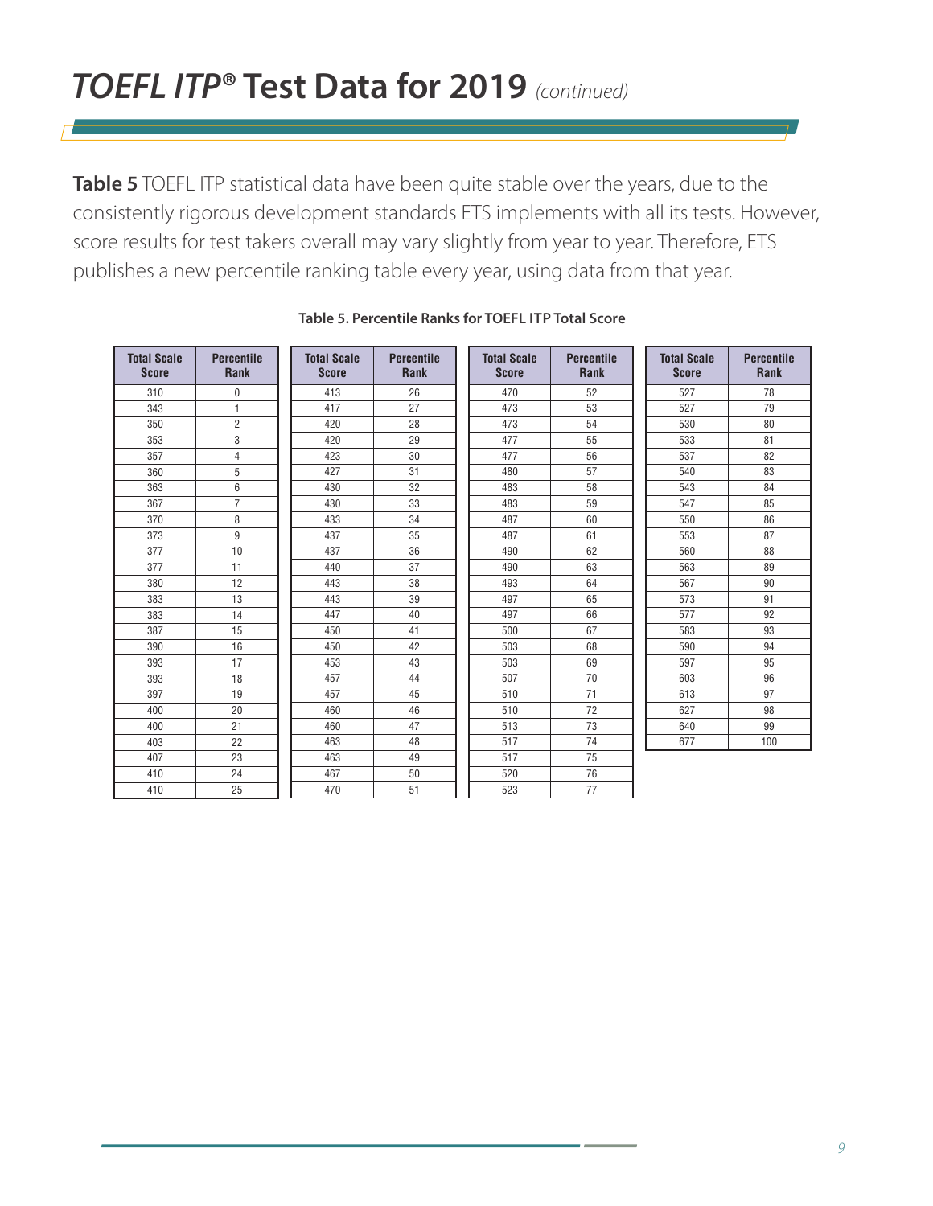# *TOEFL ITP®* Test Data for 2019 *(continued)*

**Table 5** TOEFL ITP statistical data have been quite stable over the years, due to the consistently rigorous development standards ETS implements with all its tests. However, score results for test takers overall may vary slightly from year to year. Therefore, ETS publishes a new percentile ranking table every year, using data from that year.

**Table 5. Percentile Ranks for TOEFL ITP Total Score**

| Total Scale Score | Percentile Rank | Total Scale Score | Percentile Rank | Total Scale Score | Percentile Rank | Total Scale Score | Percentile Rank |
|---|---|---|---|---|---|---|---|
| 310 | 0 | 413 | 26 | 470 | 52 | 527 | 78 |
| 343 | 1 | 417 | 27 | 473 | 53 | 527 | 79 |
| 350 | 2 | 420 | 28 | 473 | 54 | 530 | 80 |
| 353 | 3 | 420 | 29 | 477 | 55 | 533 | 81 |
| 357 | 4 | 423 | 30 | 477 | 56 | 537 | 82 |
| 360 | 5 | 427 | 31 | 480 | 57 | 540 | 83 |
| 363 | 6 | 430 | 32 | 483 | 58 | 543 | 84 |
| 367 | 7 | 430 | 33 | 483 | 59 | 547 | 85 |
| 370 | 8 | 433 | 34 | 487 | 60 | 550 | 86 |
| 373 | 9 | 437 | 35 | 487 | 61 | 553 | 87 |
| 377 | 10 | 437 | 36 | 490 | 62 | 560 | 88 |
| 377 | 11 | 440 | 37 | 490 | 63 | 563 | 89 |
| 380 | 12 | 443 | 38 | 493 | 64 | 567 | 90 |
| 383 | 13 | 443 | 39 | 497 | 65 | 573 | 91 |
| 383 | 14 | 447 | 40 | 497 | 66 | 577 | 92 |
| 387 | 15 | 450 | 41 | 500 | 67 | 583 | 93 |
| 390 | 16 | 450 | 42 | 503 | 68 | 590 | 94 |
| 393 | 17 | 453 | 43 | 503 | 69 | 597 | 95 |
| 393 | 18 | 457 | 44 | 507 | 70 | 603 | 96 |
| 397 | 19 | 457 | 45 | 510 | 71 | 613 | 97 |
| 400 | 20 | 460 | 46 | 510 | 72 | 627 | 98 |
| 400 | 21 | 460 | 47 | 513 | 73 | 640 | 99 |
| 403 | 22 | 463 | 48 | 517 | 74 | 677 | 100 |
| 407 | 23 | 463 | 49 | 517 | 75 | | |
| 410 | 24 | 467 | 50 | 520 | 76 | | |
| 410 | 25 | 470 | 51 | 523 | 77 | | |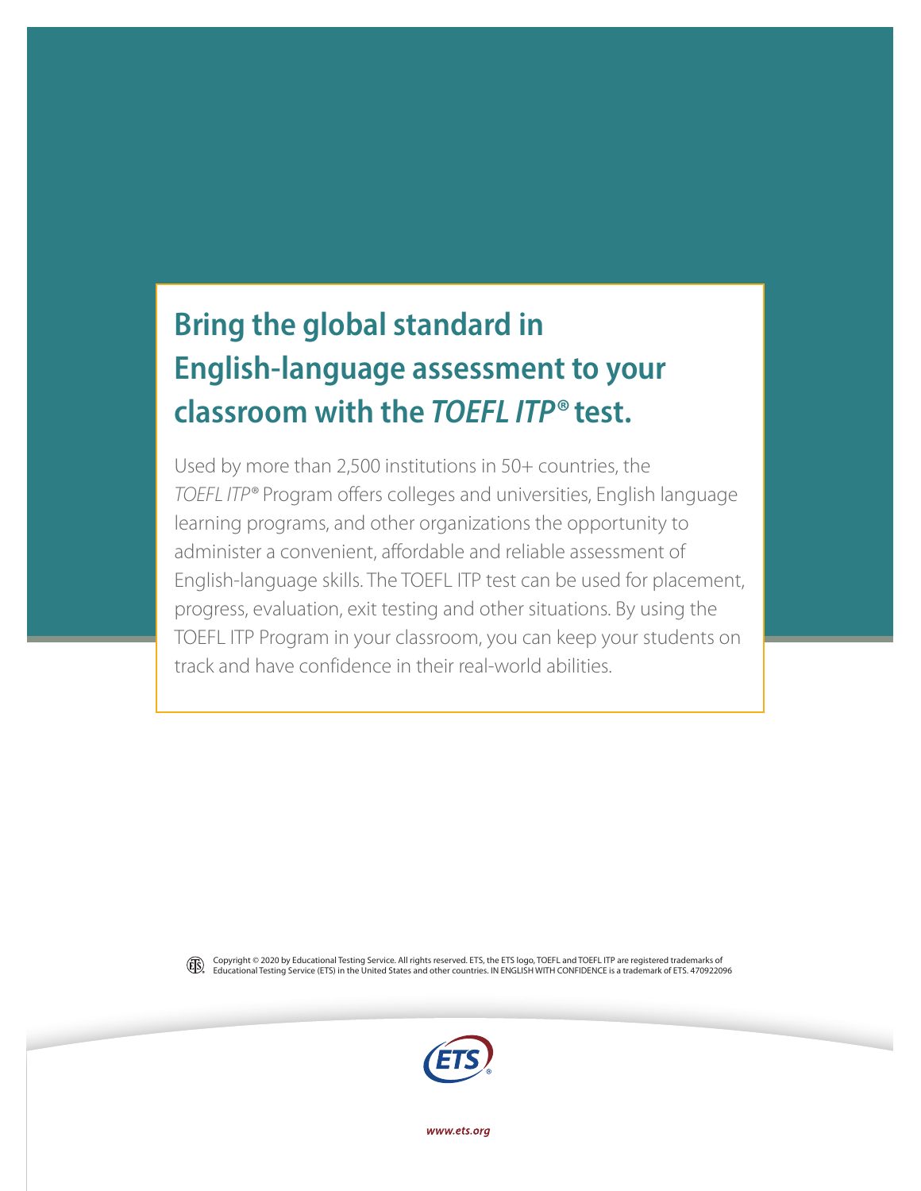## Bring the global standard in English-language assessment to your classroom with the *TOEFL ITP®* test.

Used by more than 2,500 institutions in 50+ countries, the *TOEFL ITP®* Program offers colleges and universities, English language learning programs, and other organizations the opportunity to administer a convenient, affordable and reliable assessment of English-language skills. The TOEFL ITP test can be used for placement, progress, evaluation, exit testing and other situations. By using the TOEFL ITP Program in your classroom, you can keep your students on track and have confidence in their real-world abilities.

Copyright © 2020 by Educational Testing Service. All rights reserved. ETS, the ETS logo, TOEFL and TOEFL ITP are registered trademarks of Educational Testing Service (ETS) in the United States and other countries. IN ENGLISH WITH CONFIDENCE is a trademark of ETS. 470922096

ETS®

*www.ets.org*